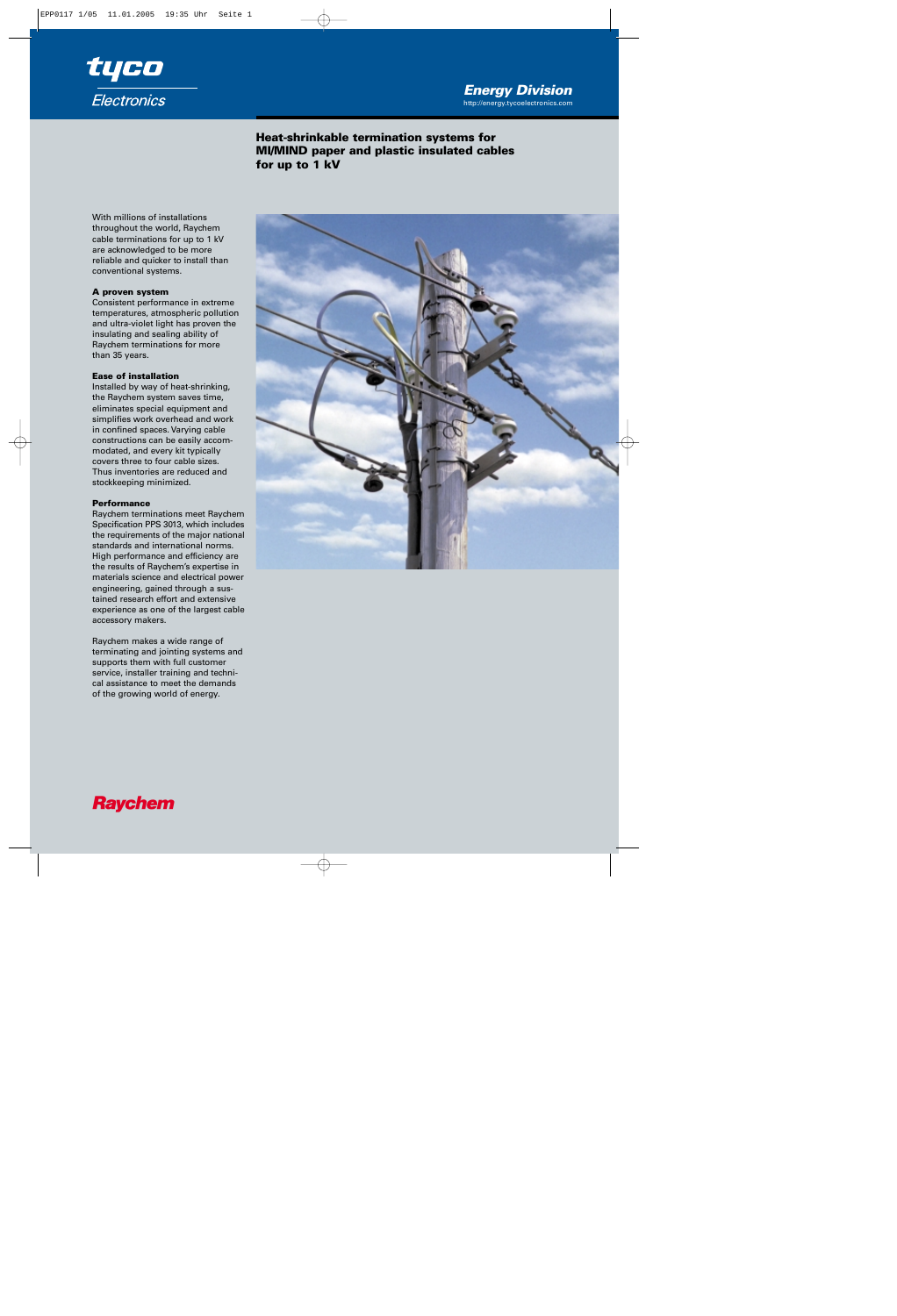tyco Electronics

Energy Division
http://energy.tycoelectronics.com

# Heat-shrinkable termination systems for MI/MIND paper and plastic insulated cables for up to 1 kV

With millions of installations throughout the world, Raychem cable terminations for up to 1 kV are acknowledged to be more reliable and quicker to install than conventional systems.

### A proven system

Consistent performance in extreme temperatures, atmospheric pollution and ultra-violet light has proven the insulating and sealing ability of Raychem terminations for more than 35 years.

### Ease of installation

Installed by way of heat-shrinking, the Raychem system saves time, eliminates special equipment and simplifies work overhead and work in confined spaces. Varying cable constructions can be easily accommodated, and every kit typically covers three to four cable sizes. Thus inventories are reduced and stockkeeping minimized.

### Performance

Raychem terminations meet Raychem Specification PPS 3013, which includes the requirements of the major national standards and international norms. High performance and efficiency are the results of Raychem's expertise in materials science and electrical power engineering, gained through a sustained research effort and extensive experience as one of the largest cable accessory makers.

Raychem makes a wide range of terminating and jointing systems and supports them with full customer service, installer training and technical assistance to meet the demands of the growing world of energy.

Raychem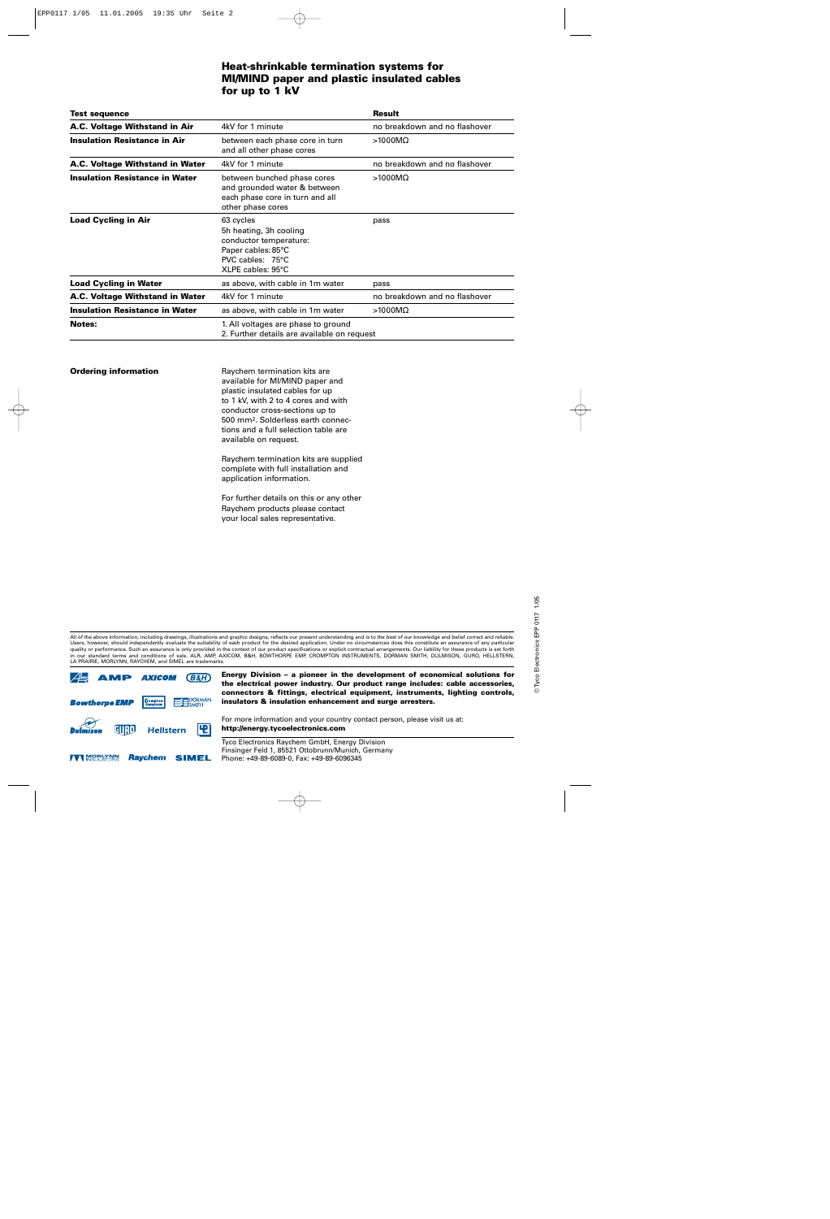## Heat-shrinkable termination systems for MI/MIND paper and plastic insulated cables for up to 1 kV

| Test sequence | | Result |
|---|---|---|
| **A.C. Voltage Withstand in Air** | 4kV for 1 minute | no breakdown and no flashover |
| **Insulation Resistance in Air** | between each phase core in turn and all other phase cores | >1000MΩ |
| **A.C. Voltage Withstand in Water** | 4kV for 1 minute | no breakdown and no flashover |
| **Insulation Resistance in Water** | between bunched phase cores and grounded water & between each phase core in turn and all other phase cores | >1000MΩ |
| **Load Cycling in Air** | 63 cycles<br>5h heating, 3h cooling<br>conductor temperature:<br>Paper cables: 85°C<br>PVC cables: 75°C<br>XLPE cables: 95°C | pass |
| **Load Cycling in Water** | as above, with cable in 1m water | pass |
| **A.C. Voltage Withstand in Water** | 4kV for 1 minute | no breakdown and no flashover |
| **Insulation Resistance in Water** | as above, with cable in 1m water | >1000MΩ |
| **Notes:** | 1. All voltages are phase to ground<br>2. Further details are available on request | |

**Ordering information**

Raychem termination kits are available for MI/MIND paper and plastic insulated cables for up to 1 kV, with 2 to 4 cores and with conductor cross-sections up to 500 mm². Solderless earth connections and a full selection table are available on request.

Raychem termination kits are supplied complete with full installation and application information.

For further details on this or any other Raychem products please contact your local sales representative.

All of the above information, including drawings, illustrations and graphic designs, reflects our present understanding and is to the best of our knowledge and belief correct and reliable. Users, however, should independently evaluate the suitability of each product for the desired application. Under no circumstances does this constitute an assurance of any particular quality or performance. Such an assurance is only provided in the context of our product specifications or explicit contractual arrangements. Our liability for these products is set forth in our standard terms and conditions of sale. ALR, AMP, AXICOM, B&H, BOWTHORPE EMP, CROMPTON INSTRUMENTS, DORMAN SMITH, DULMISON, GURO, HELLSTERN, LA PRAIRIE, MORLYNN, RAYCHEM, and SIMEL are trademarks.

**Energy Division – a pioneer in the development of economical solutions for the electrical power industry. Our product range includes: cable accessories, connectors & fittings, electrical equipment, instruments, lighting controls, insulators & insulation enhancement and surge arresters.**

For more information and your country contact person, please visit us at:
**http://energy.tycoelectronics.com**

Tyco Electronics Raychem GmbH, Energy Division
Finsinger Feld 1, 85521 Ottobrunn/Munich, Germany
Phone: +49-89-6089-0, Fax: +49-89-6096345

© Tyco Electronics EPP 0117 1/05